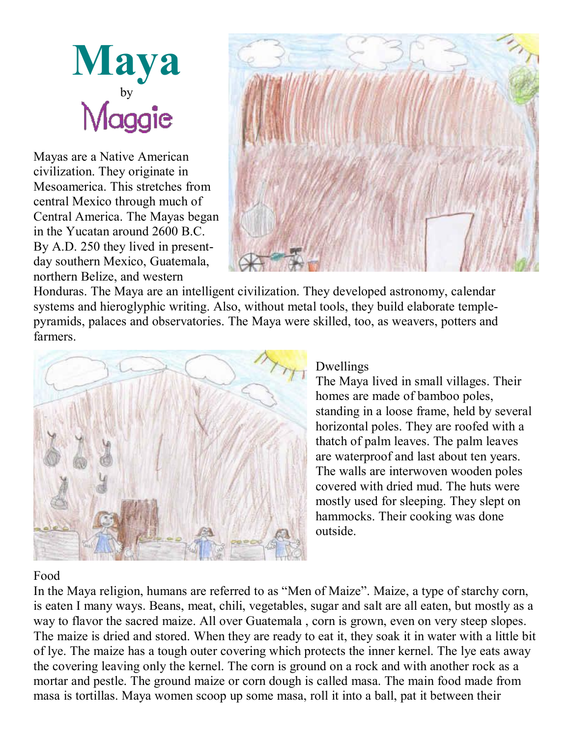# Maya

by

Maggie

Mayas are a Native American civilization. They originate in Mesoamerica. This stretches from central Mexico through much of Central America. The Mayas began in the Yucatan around 2600 B.C. By A.D. 250 they lived in present-day southern Mexico, Guatemala, northern Belize, and western Honduras. The Maya are an intelligent civilization. They developed astronomy, calendar systems and hieroglyphic writing. Also, without metal tools, they build elaborate temple-pyramids, palaces and observatories. The Maya were skilled, too, as weavers, potters and farmers.

## Dwellings

The Maya lived in small villages. Their homes are made of bamboo poles, standing in a loose frame, held by several horizontal poles. They are roofed with a thatch of palm leaves. The palm leaves are waterproof and last about ten years. The walls are interwoven wooden poles covered with dried mud. The huts were mostly used for sleeping. They slept on hammocks. Their cooking was done outside.

## Food

In the Maya religion, humans are referred to as "Men of Maize". Maize, a type of starchy corn, is eaten I many ways. Beans, meat, chili, vegetables, sugar and salt are all eaten, but mostly as a way to flavor the sacred maize. All over Guatemala , corn is grown, even on very steep slopes. The maize is dried and stored. When they are ready to eat it, they soak it in water with a little bit of lye. The maize has a tough outer covering which protects the inner kernel. The lye eats away the covering leaving only the kernel. The corn is ground on a rock and with another rock as a mortar and pestle. The ground maize or corn dough is called masa. The main food made from masa is tortillas. Maya women scoop up some masa, roll it into a ball, pat it between their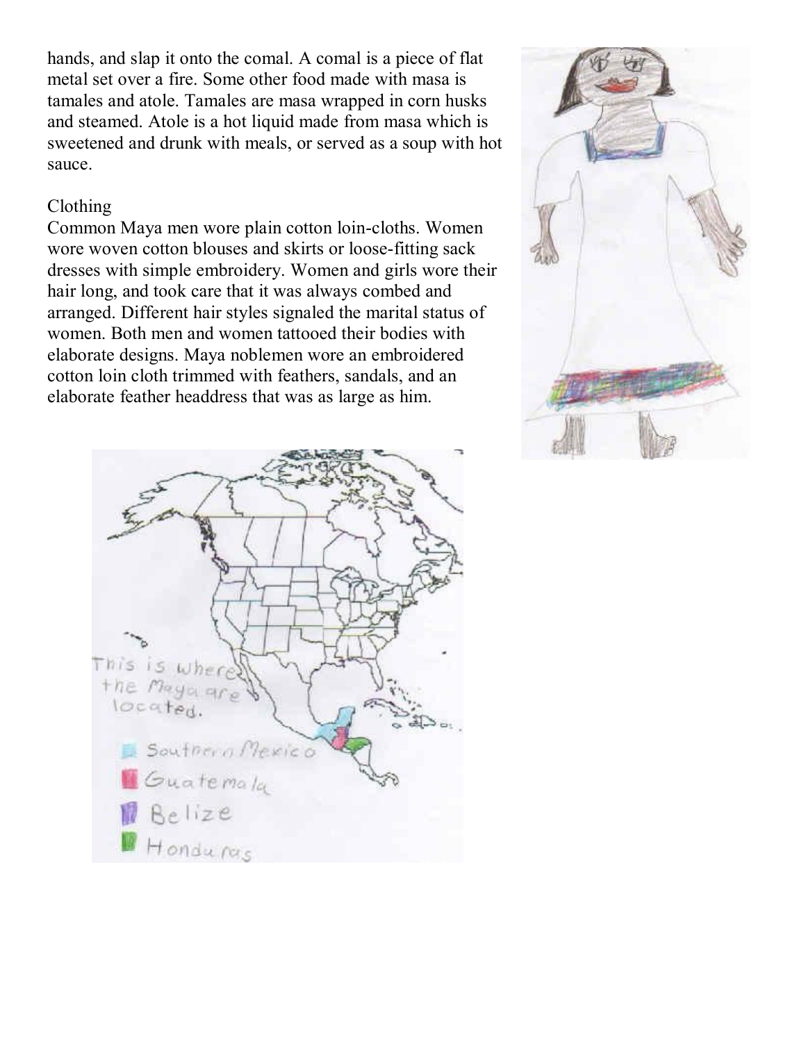hands, and slap it onto the comal. A comal is a piece of flat metal set over a fire. Some other food made with masa is tamales and atole. Tamales are masa wrapped in corn husks and steamed. Atole is a hot liquid made from masa which is sweetened and drunk with meals, or served as a soup with hot sauce.

## Clothing

Common Maya men wore plain cotton loin-cloths. Women wore woven cotton blouses and skirts or loose-fitting sack dresses with simple embroidery. Women and girls wore their hair long, and took care that it was always combed and arranged. Different hair styles signaled the marital status of women. Both men and women tattooed their bodies with elaborate designs. Maya noblemen wore an embroidered cotton loin cloth trimmed with feathers, sandals, and an elaborate feather headdress that was as large as him.

This is where the Maya are located.

Southern Mexico

Guatemala

Belize

Honduras